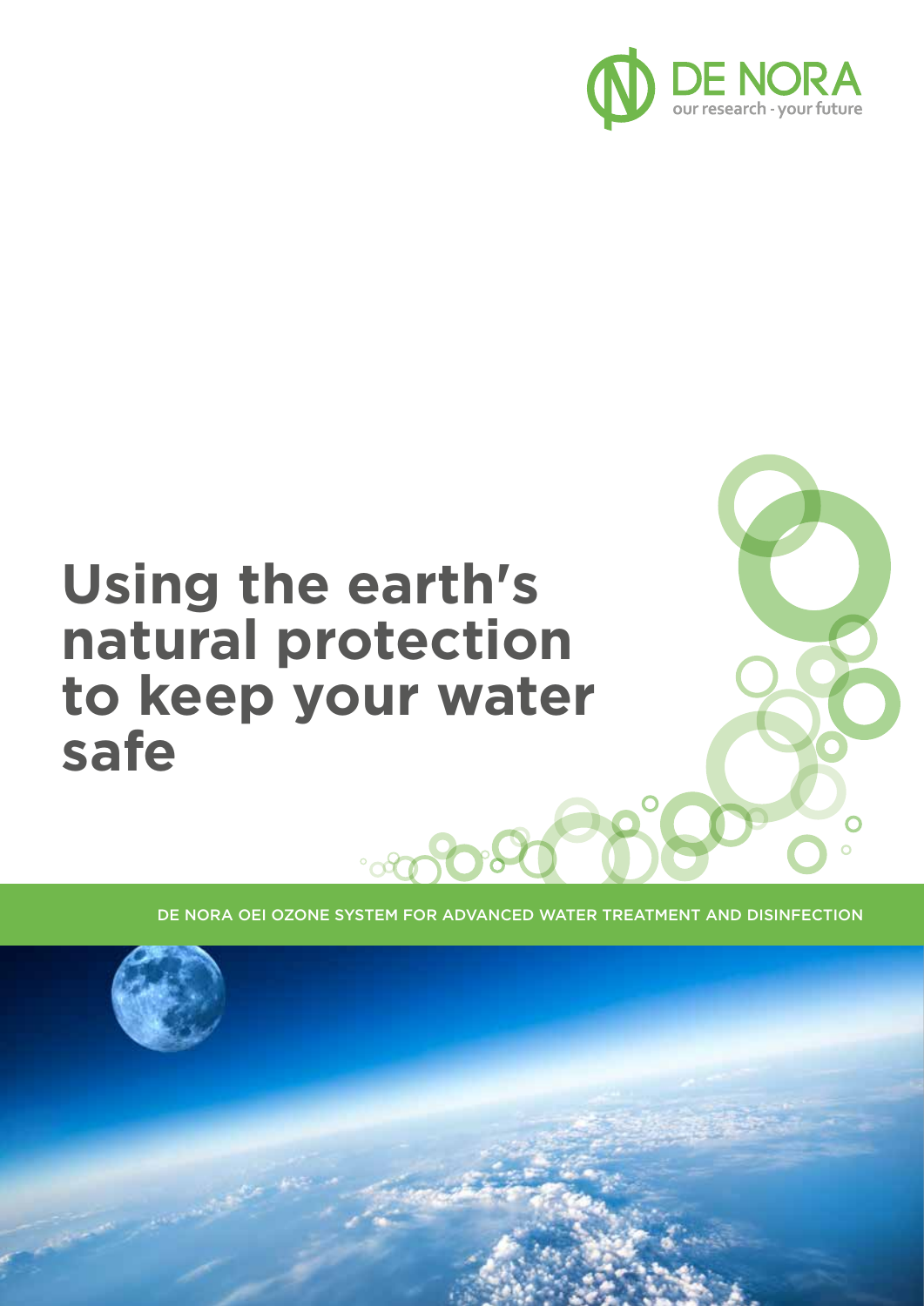DE NORA
our research - your future

# Using the earth's natural protection to keep your water safe

DE NORA OEI OZONE SYSTEM FOR ADVANCED WATER TREATMENT AND DISINFECTION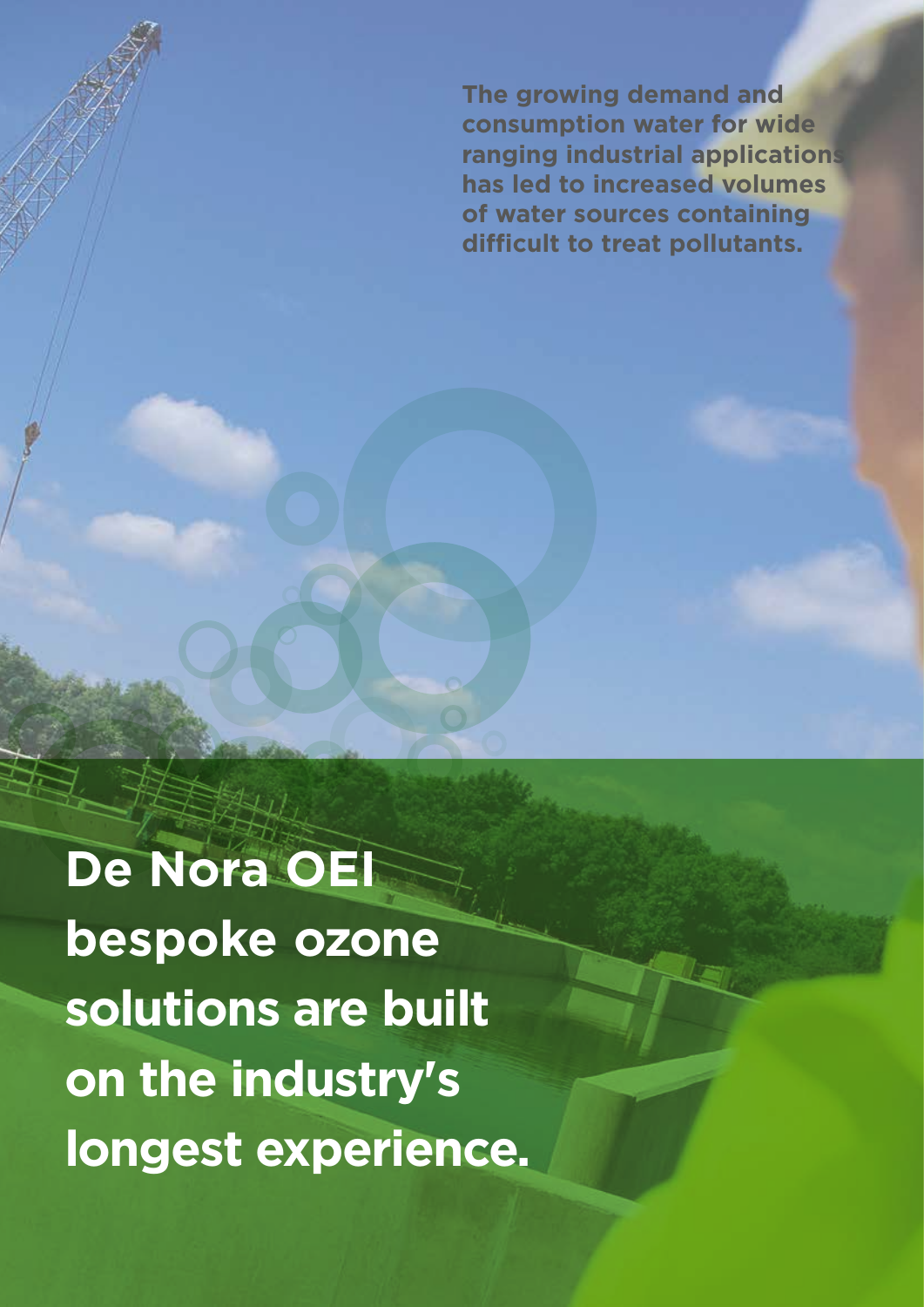The growing demand and consumption water for wide ranging industrial applications has led to increased volumes of water sources containing difficult to treat pollutants.

**De Nora OEI bespoke ozone solutions are built on the industry's longest experience.**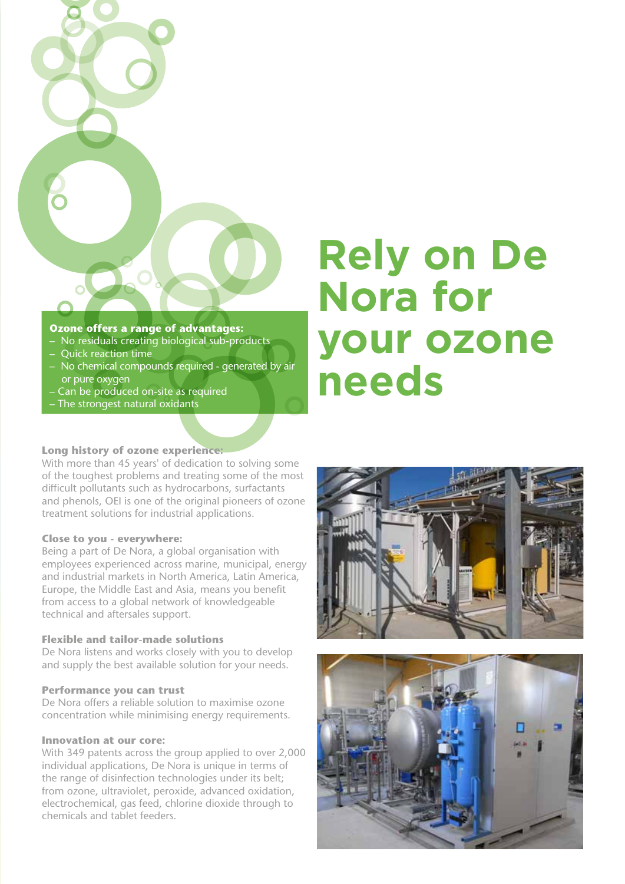# Rely on De Nora for your ozone needs

**Ozone offers a range of advantages:**

- No residuals creating biological sub-products
- Quick reaction time
- No chemical compounds required - generated by air or pure oxygen
- Can be produced on-site as required
- The strongest natural oxidants

**Long history of ozone experience:**
With more than 45 years' of dedication to solving some of the toughest problems and treating some of the most difficult pollutants such as hydrocarbons, surfactants and phenols, OEI is one of the original pioneers of ozone treatment solutions for industrial applications.

**Close to you - everywhere:**
Being a part of De Nora, a global organisation with employees experienced across marine, municipal, energy and industrial markets in North America, Latin America, Europe, the Middle East and Asia, means you benefit from access to a global network of knowledgeable technical and aftersales support.

**Flexible and tailor-made solutions**
De Nora listens and works closely with you to develop and supply the best available solution for your needs.

**Performance you can trust**
De Nora offers a reliable solution to maximise ozone concentration while minimising energy requirements.

**Innovation at our core:**
With 349 patents across the group applied to over 2,000 individual applications, De Nora is unique in terms of the range of disinfection technologies under its belt; from ozone, ultraviolet, peroxide, advanced oxidation, electrochemical, gas feed, chlorine dioxide through to chemicals and tablet feeders.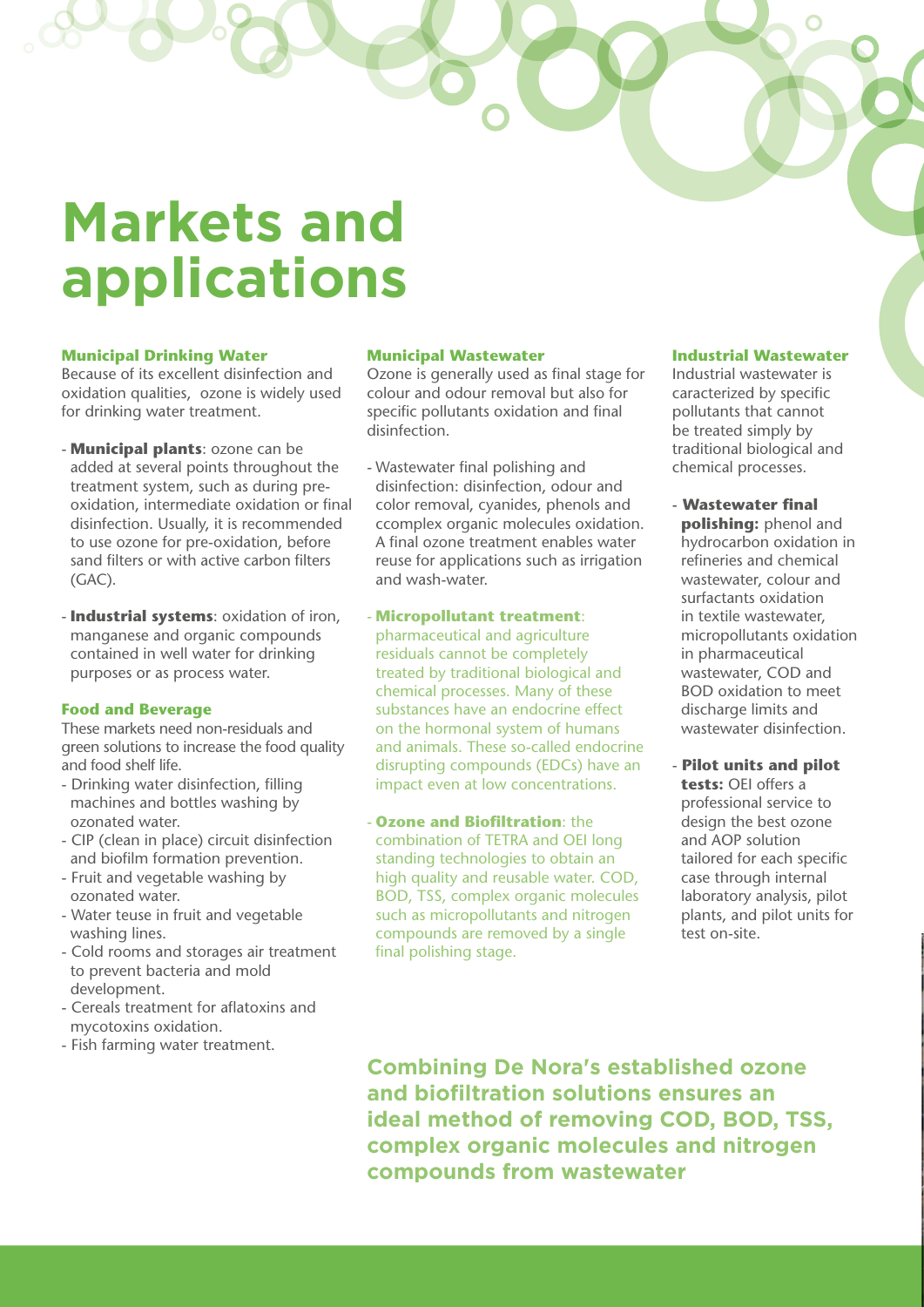# Markets and applications

### Municipal Drinking Water

Because of its excellent disinfection and oxidation qualities, ozone is widely used for drinking water treatment.

- **Municipal plants**: ozone can be added at several points throughout the treatment system, such as during pre-oxidation, intermediate oxidation or final disinfection. Usually, it is recommended to use ozone for pre-oxidation, before sand filters or with active carbon filters (GAC).
- **Industrial systems**: oxidation of iron, manganese and organic compounds contained in well water for drinking purposes or as process water.

### Food and Beverage

These markets need non-residuals and green solutions to increase the food quality and food shelf life.

- Drinking water disinfection, filling machines and bottles washing by ozonated water.
- CIP (clean in place) circuit disinfection and biofilm formation prevention.
- Fruit and vegetable washing by ozonated water.
- Water teuse in fruit and vegetable washing lines.
- Cold rooms and storages air treatment to prevent bacteria and mold development.
- Cereals treatment for aflatoxins and mycotoxins oxidation.
- Fish farming water treatment.

### Municipal Wastewater

Ozone is generally used as final stage for colour and odour removal but also for specific pollutants oxidation and final disinfection.

- Wastewater final polishing and disinfection: disinfection, odour and color removal, cyanides, phenols and ccomplex organic molecules oxidation. A final ozone treatment enables water reuse for applications such as irrigation and wash-water.
- **Micropollutant treatment**: pharmaceutical and agriculture residuals cannot be completely treated by traditional biological and chemical processes. Many of these substances have an endocrine effect on the hormonal system of humans and animals. These so-called endocrine disrupting compounds (EDCs) have an impact even at low concentrations.
- **Ozone and Biofiltration**: the combination of TETRA and OEI long standing technologies to obtain an high quality and reusable water. COD, BOD, TSS, complex organic molecules such as micropollutants and nitrogen compounds are removed by a single final polishing stage.

### Industrial Wastewater

Industrial wastewater is caracterized by specific pollutants that cannot be treated simply by traditional biological and chemical processes.

- **Wastewater final polishing:** phenol and hydrocarbon oxidation in refineries and chemical wastewater, colour and surfactants oxidation in textile wastewater, micropollutants oxidation in pharmaceutical wastewater, COD and BOD oxidation to meet discharge limits and wastewater disinfection.
- **Pilot units and pilot tests:** OEI offers a professional service to design the best ozone and AOP solution tailored for each specific case through internal laboratory analysis, pilot plants, and pilot units for test on-site.

**Combining De Nora's established ozone and biofiltration solutions ensures an ideal method of removing COD, BOD, TSS, complex organic molecules and nitrogen compounds from wastewater**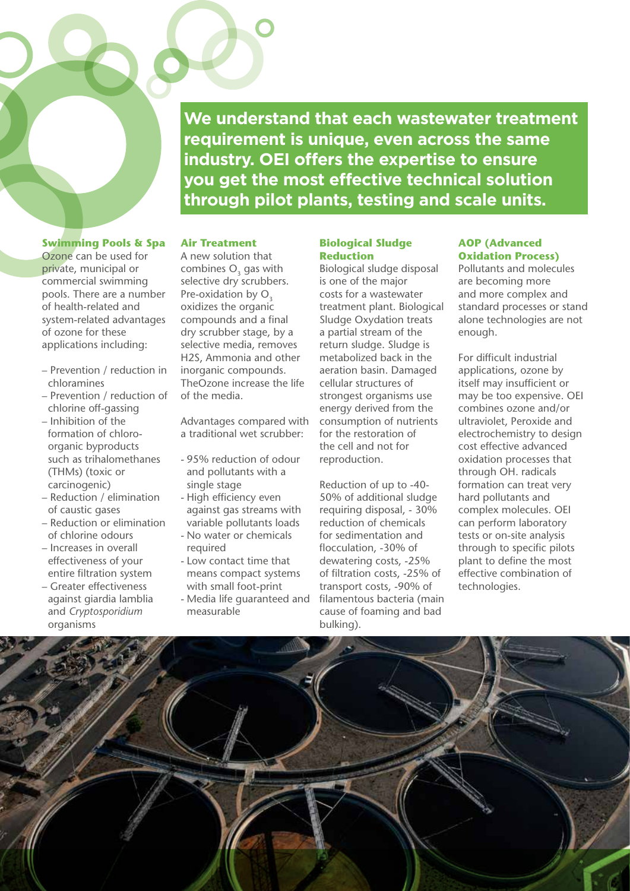**We understand that each wastewater treatment requirement is unique, even across the same industry. OEI offers the expertise to ensure you get the most effective technical solution through pilot plants, testing and scale units.**

### Swimming Pools & Spa

Ozone can be used for private, municipal or commercial swimming pools. There are a number of health-related and system-related advantages of ozone for these applications including:

- Prevention / reduction in chloramines
- Prevention / reduction of chlorine off-gassing
- Inhibition of the formation of chloro-organic byproducts such as trihalomethanes (THMs) (toxic or carcinogenic)
- Reduction / elimination of caustic gases
- Reduction or elimination of chlorine odours
- Increases in overall effectiveness of your entire filtration system
- Greater effectiveness against giardia lamblia and *Cryptosporidium* organisms

### Air Treatment

A new solution that combines $O_3$ gas with selective dry scrubbers. Pre-oxidation by $O_3$ oxidizes the organic compounds and a final dry scrubber stage, by a selective media, removes H2S, Ammonia and other inorganic compounds. TheOzone increase the life of the media.

Advantages compared with a traditional wet scrubber:

- 95% reduction of odour and pollutants with a single stage
- High efficiency even against gas streams with variable pollutants loads
- No water or chemicals required
- Low contact time that means compact systems with small foot-print
- Media life guaranteed and measurable

### Biological Sludge Reduction

Biological sludge disposal is one of the major costs for a wastewater treatment plant. Biological Sludge Oxydation treats a partial stream of the return sludge. Sludge is metabolized back in the aeration basin. Damaged cellular structures of strongest organisms use energy derived from the consumption of nutrients for the restoration of the cell and not for reproduction.

Reduction of up to -40-50% of additional sludge requiring disposal, - 30% reduction of chemicals for sedimentation and flocculation, -30% of dewatering costs, -25% of filtration costs, -25% of transport costs, -90% of filamentous bacteria (main cause of foaming and bad bulking).

### AOP (Advanced Oxidation Process)

Pollutants and molecules are becoming more and more complex and standard processes or stand alone technologies are not enough.

For difficult industrial applications, ozone by itself may insufficient or may be too expensive. OEI combines ozone and/or ultraviolet, Peroxide and electrochemistry to design cost effective advanced oxidation processes that through OH. radicals formation can treat very hard pollutants and complex molecules. OEI can perform laboratory tests or on-site analysis through to specific pilots plant to define the most effective combination of technologies.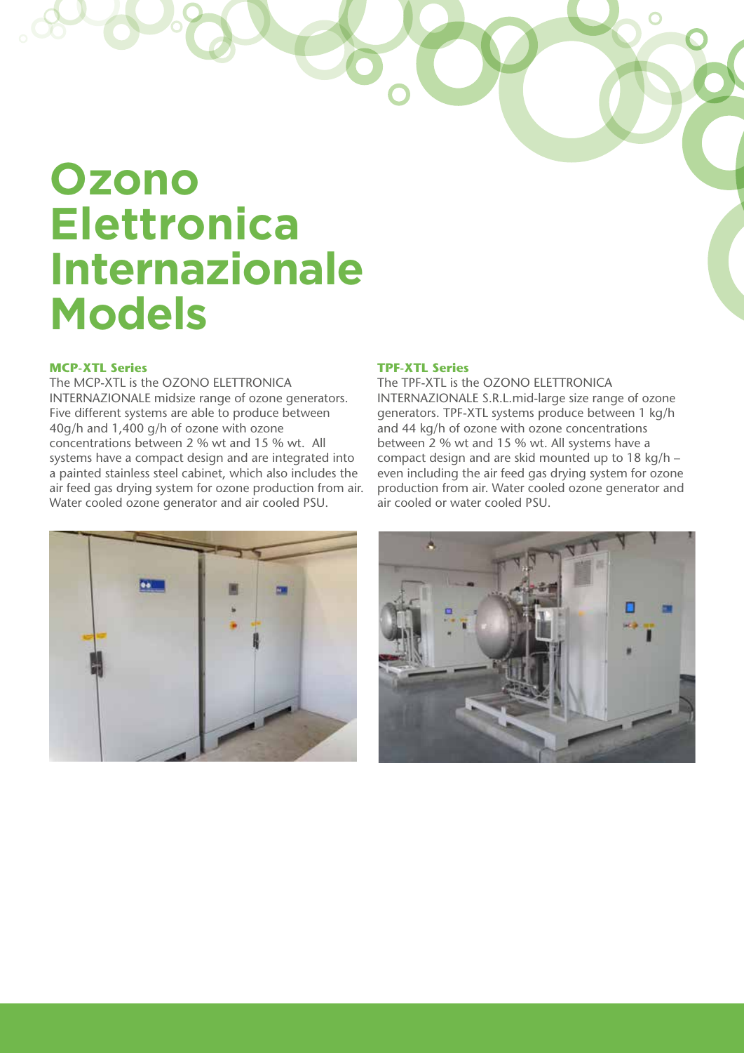# Ozono Elettronica Internazionale Models

### MCP-XTL Series

The MCP-XTL is the OZONO ELETTRONICA INTERNAZIONALE midsize range of ozone generators. Five different systems are able to produce between 40g/h and 1,400 g/h of ozone with ozone concentrations between 2 % wt and 15 % wt. All systems have a compact design and are integrated into a painted stainless steel cabinet, which also includes the air feed gas drying system for ozone production from air. Water cooled ozone generator and air cooled PSU.

### TPF-XTL Series

The TPF-XTL is the OZONO ELETTRONICA INTERNAZIONALE S.R.L.mid-large size range of ozone generators. TPF-XTL systems produce between 1 kg/h and 44 kg/h of ozone with ozone concentrations between 2 % wt and 15 % wt. All systems have a compact design and are skid mounted up to 18 kg/h – even including the air feed gas drying system for ozone production from air. Water cooled ozone generator and air cooled or water cooled PSU.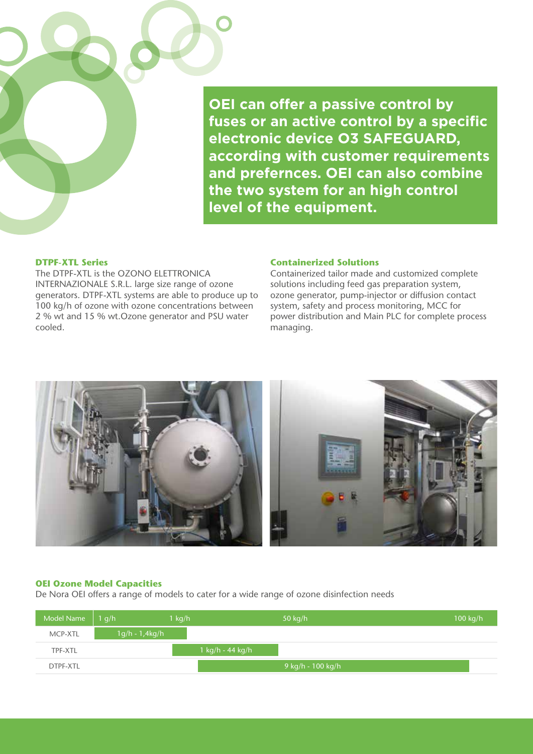**OEI can offer a passive control by fuses or an active control by a specific electronic device O3 SAFEGUARD, according with customer requirements and prefernces. OEI can also combine the two system for an high control level of the equipment.**

### DTPF-XTL Series

The DTPF-XTL is the OZONO ELETTRONICA INTERNAZIONALE S.R.L. large size range of ozone generators. DTPF-XTL systems are able to produce up to 100 kg/h of ozone with ozone concentrations between 2 % wt and 15 % wt.Ozone generator and PSU water cooled.

### Containerized Solutions

Containerized tailor made and customized complete solutions including feed gas preparation system, ozone generator, pump-injector or diffusion contact system, safety and process monitoring, MCC for power distribution and Main PLC for complete process managing.

### OEI Ozone Model Capacities

De Nora OEI offers a range of models to cater for a wide range of ozone disinfection needs

| Model Name | 1 g/h | 1 kg/h | 50 kg/h | 100 kg/h |
|---|---|---|---|---|
| MCP-XTL | 1g/h - 1,4kg/h | | | |
| TPF-XTL | | 1 kg/h - 44 kg/h | | |
| DTPF-XTL | | | 9 kg/h - 100 kg/h | |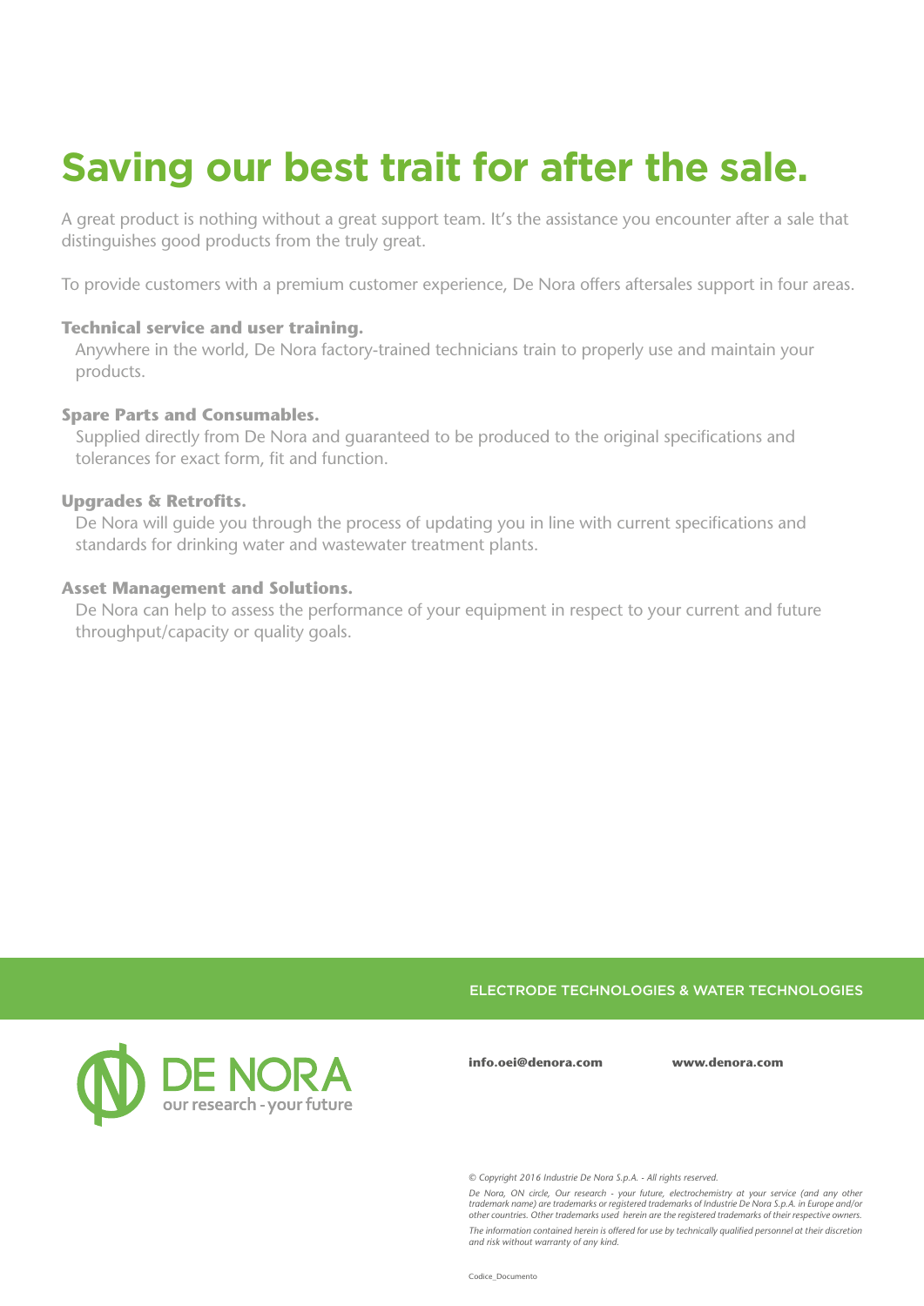# Saving our best trait for after the sale.

A great product is nothing without a great support team. It's the assistance you encounter after a sale that distinguishes good products from the truly great.

To provide customers with a premium customer experience, De Nora offers aftersales support in four areas.

**Technical service and user training.**
Anywhere in the world, De Nora factory-trained technicians train to properly use and maintain your products.

**Spare Parts and Consumables.**
Supplied directly from De Nora and guaranteed to be produced to the original specifications and tolerances for exact form, fit and function.

**Upgrades & Retrofits.**
De Nora will guide you through the process of updating you in line with current specifications and standards for drinking water and wastewater treatment plants.

**Asset Management and Solutions.**
De Nora can help to assess the performance of your equipment in respect to your current and future throughput/capacity or quality goals.

ELECTRODE TECHNOLOGIES & WATER TECHNOLOGIES

DE NORA
our research - your future

**info.oei@denora.com** **www.denora.com**

*© Copyright 2016 Industrie De Nora S.p.A. - All rights reserved.*

*De Nora, ON circle, Our research - your future, electrochemistry at your service (and any other trademark name) are trademarks or registered trademarks of Industrie De Nora S.p.A. in Europe and/or other countries. Other trademarks used herein are the registered trademarks of their respective owners.*

*The information contained herein is offered for use by technically qualified personnel at their discretion and risk without warranty of any kind.*

Codice_Documento